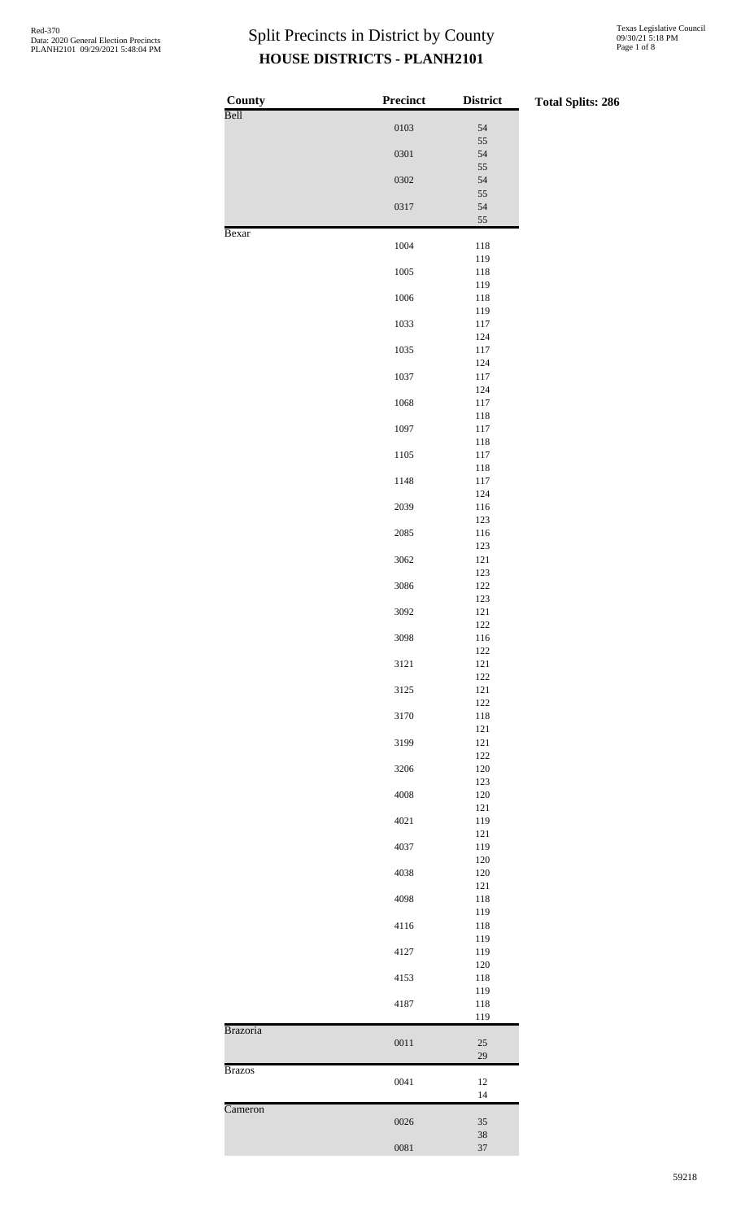# Split Precincts in District by County

## HOUSE DISTRICTS - PLANH2101

Red-370
Data: 2020 General Election Precincts
PLANH2101 09/29/2021 5:48:04 PM

Texas Legislative Council
09/30/21 5:18 PM

**Total Splits: 286**

| County | Precinct | District |
|---|---|---|
| Bell | | |
| | 0103 | 54 |
| | | 55 |
| | 0301 | 54 |
| | | 55 |
| | 0302 | 54 |
| | | 55 |
| | 0317 | 54 |
| | | 55 |
| Bexar | | |
| | 1004 | 118 |
| | | 119 |
| | 1005 | 118 |
| | | 119 |
| | 1006 | 118 |
| | | 119 |
| | 1033 | 117 |
| | | 124 |
| | 1035 | 117 |
| | | 124 |
| | 1037 | 117 |
| | | 124 |
| | 1068 | 117 |
| | | 118 |
| | 1097 | 117 |
| | | 118 |
| | 1105 | 117 |
| | | 118 |
| | 1148 | 117 |
| | | 124 |
| | 2039 | 116 |
| | | 123 |
| | 2085 | 116 |
| | | 123 |
| | 3062 | 121 |
| | | 123 |
| | 3086 | 122 |
| | | 123 |
| | 3092 | 121 |
| | | 122 |
| | 3098 | 116 |
| | | 122 |
| | 3121 | 121 |
| | | 122 |
| | 3125 | 121 |
| | | 122 |
| | 3170 | 118 |
| | | 121 |
| | 3199 | 121 |
| | | 122 |
| | 3206 | 120 |
| | | 123 |
| | 4008 | 120 |
| | | 121 |
| | 4021 | 119 |
| | | 121 |
| | 4037 | 119 |
| | | 120 |
| | 4038 | 120 |
| | | 121 |
| | 4098 | 118 |
| | | 119 |
| | 4116 | 118 |
| | | 119 |
| | 4127 | 119 |
| | | 120 |
| | 4153 | 118 |
| | | 119 |
| | 4187 | 118 |
| | | 119 |
| Brazoria | | |
| | 0011 | 25 |
| | | 29 |
| Brazos | | |
| | 0041 | 12 |
| | | 14 |
| Cameron | | |
| | 0026 | 35 |
| | | 38 |
| | 0081 | 37 |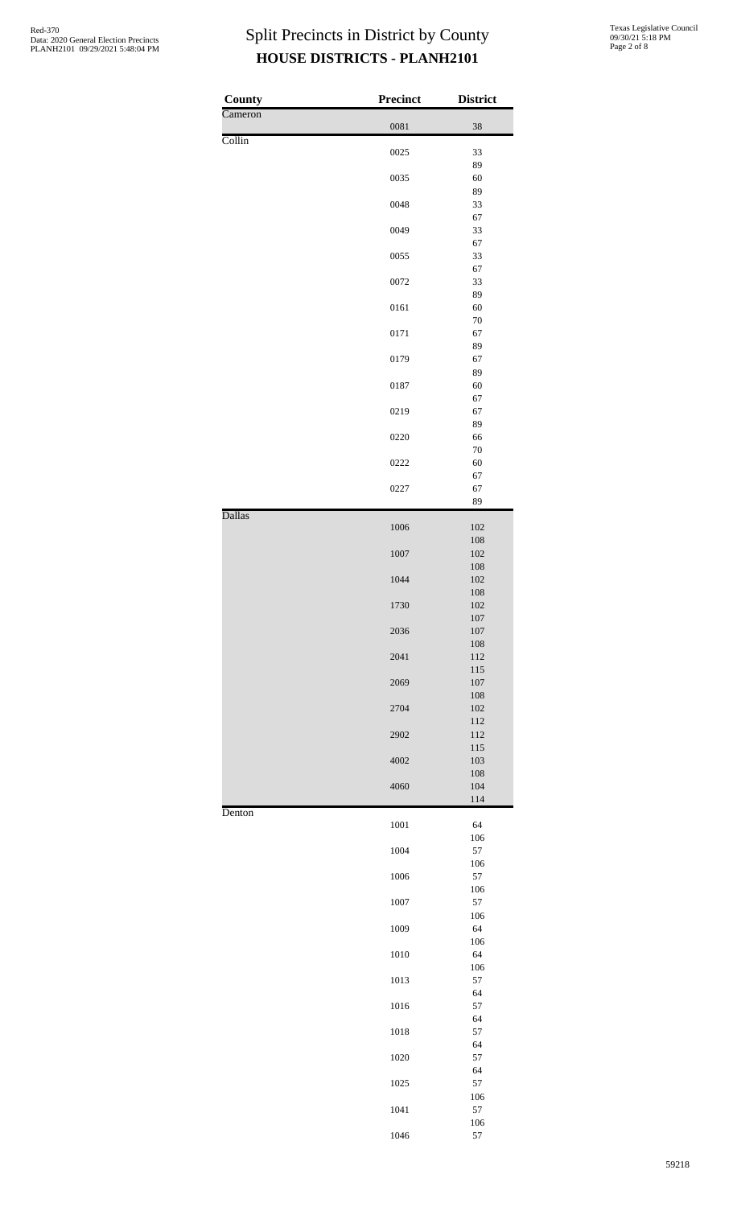# Split Precincts in District by County
## HOUSE DISTRICTS - PLANH2101

| County | Precinct | District |
|---|---|---|
| Cameron | | |
| | 0081 | 38 |
| Collin | | |
| | 0025 | 33 |
| | | 89 |
| | 0035 | 60 |
| | | 89 |
| | 0048 | 33 |
| | | 67 |
| | 0049 | 33 |
| | | 67 |
| | 0055 | 33 |
| | | 67 |
| | 0072 | 33 |
| | | 89 |
| | 0161 | 60 |
| | | 70 |
| | 0171 | 67 |
| | | 89 |
| | 0179 | 67 |
| | | 89 |
| | 0187 | 60 |
| | | 67 |
| | 0219 | 67 |
| | | 89 |
| | 0220 | 66 |
| | | 70 |
| | 0222 | 60 |
| | | 67 |
| | 0227 | 67 |
| | | 89 |
| Dallas | | |
| | 1006 | 102 |
| | | 108 |
| | 1007 | 102 |
| | | 108 |
| | 1044 | 102 |
| | | 108 |
| | 1730 | 102 |
| | | 107 |
| | 2036 | 107 |
| | | 108 |
| | 2041 | 112 |
| | | 115 |
| | 2069 | 107 |
| | | 108 |
| | 2704 | 102 |
| | | 112 |
| | 2902 | 112 |
| | | 115 |
| | 4002 | 103 |
| | | 108 |
| | 4060 | 104 |
| | | 114 |
| Denton | | |
| | 1001 | 64 |
| | | 106 |
| | 1004 | 57 |
| | | 106 |
| | 1006 | 57 |
| | | 106 |
| | 1007 | 57 |
| | | 106 |
| | 1009 | 64 |
| | | 106 |
| | 1010 | 64 |
| | | 106 |
| | 1013 | 57 |
| | | 64 |
| | 1016 | 57 |
| | | 64 |
| | 1018 | 57 |
| | | 64 |
| | 1020 | 57 |
| | | 64 |
| | 1025 | 57 |
| | | 106 |
| | 1041 | 57 |
| | | 106 |
| | 1046 | 57 |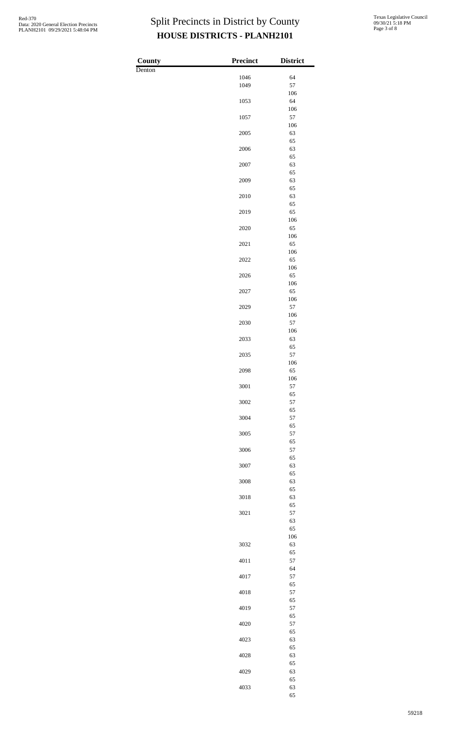# Split Precincts in District by County

## HOUSE DISTRICTS - PLANH2101

| County | Precinct | District |
|---|---|---|
| Denton | | |
| | 1046 | 64 |
| | 1049 | 57 |
| | | 106 |
| | 1053 | 64 |
| | | 106 |
| | 1057 | 57 |
| | | 106 |
| | 2005 | 63 |
| | | 65 |
| | 2006 | 63 |
| | | 65 |
| | 2007 | 63 |
| | | 65 |
| | 2009 | 63 |
| | | 65 |
| | 2010 | 63 |
| | | 65 |
| | 2019 | 65 |
| | | 106 |
| | 2020 | 65 |
| | | 106 |
| | 2021 | 65 |
| | | 106 |
| | 2022 | 65 |
| | | 106 |
| | 2026 | 65 |
| | | 106 |
| | 2027 | 65 |
| | | 106 |
| | 2029 | 57 |
| | | 106 |
| | 2030 | 57 |
| | | 106 |
| | 2033 | 63 |
| | | 65 |
| | 2035 | 57 |
| | | 106 |
| | 2098 | 65 |
| | | 106 |
| | 3001 | 57 |
| | | 65 |
| | 3002 | 57 |
| | | 65 |
| | 3004 | 57 |
| | | 65 |
| | 3005 | 57 |
| | | 65 |
| | 3006 | 57 |
| | | 65 |
| | 3007 | 63 |
| | | 65 |
| | 3008 | 63 |
| | | 65 |
| | 3018 | 63 |
| | | 65 |
| | 3021 | 57 |
| | | 63 |
| | | 65 |
| | | 106 |
| | 3032 | 63 |
| | | 65 |
| | 4011 | 57 |
| | | 64 |
| | 4017 | 57 |
| | | 65 |
| | 4018 | 57 |
| | | 65 |
| | 4019 | 57 |
| | | 65 |
| | 4020 | 57 |
| | | 65 |
| | 4023 | 63 |
| | | 65 |
| | 4028 | 63 |
| | | 65 |
| | 4029 | 63 |
| | | 65 |
| | 4033 | 63 |
| | | 65 |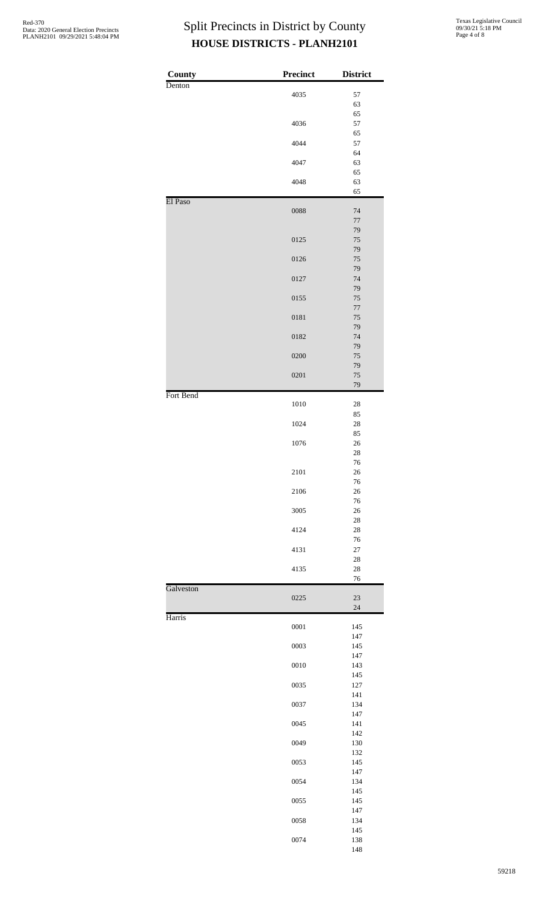# Split Precincts in District by County

## HOUSE DISTRICTS - PLANH2101

| County | Precinct | District |
|---|---|---|
| Denton | | |
| | 4035 | 57 |
| | | 63 |
| | | 65 |
| | 4036 | 57 |
| | | 65 |
| | 4044 | 57 |
| | | 64 |
| | 4047 | 63 |
| | | 65 |
| | 4048 | 63 |
| | | 65 |
| El Paso | | |
| | 0088 | 74 |
| | | 77 |
| | | 79 |
| | 0125 | 75 |
| | | 79 |
| | 0126 | 75 |
| | | 79 |
| | 0127 | 74 |
| | | 79 |
| | 0155 | 75 |
| | | 77 |
| | 0181 | 75 |
| | | 79 |
| | 0182 | 74 |
| | | 79 |
| | 0200 | 75 |
| | | 79 |
| | 0201 | 75 |
| | | 79 |
| Fort Bend | | |
| | 1010 | 28 |
| | | 85 |
| | 1024 | 28 |
| | | 85 |
| | 1076 | 26 |
| | | 28 |
| | | 76 |
| | 2101 | 26 |
| | | 76 |
| | 2106 | 26 |
| | | 76 |
| | 3005 | 26 |
| | | 28 |
| | 4124 | 28 |
| | | 76 |
| | 4131 | 27 |
| | | 28 |
| | 4135 | 28 |
| | | 76 |
| Galveston | | |
| | 0225 | 23 |
| | | 24 |
| Harris | | |
| | 0001 | 145 |
| | | 147 |
| | 0003 | 145 |
| | | 147 |
| | 0010 | 143 |
| | | 145 |
| | 0035 | 127 |
| | | 141 |
| | 0037 | 134 |
| | | 147 |
| | 0045 | 141 |
| | | 142 |
| | 0049 | 130 |
| | | 132 |
| | 0053 | 145 |
| | | 147 |
| | 0054 | 134 |
| | | 145 |
| | 0055 | 145 |
| | | 147 |
| | 0058 | 134 |
| | | 145 |
| | 0074 | 138 |
| | | 148 |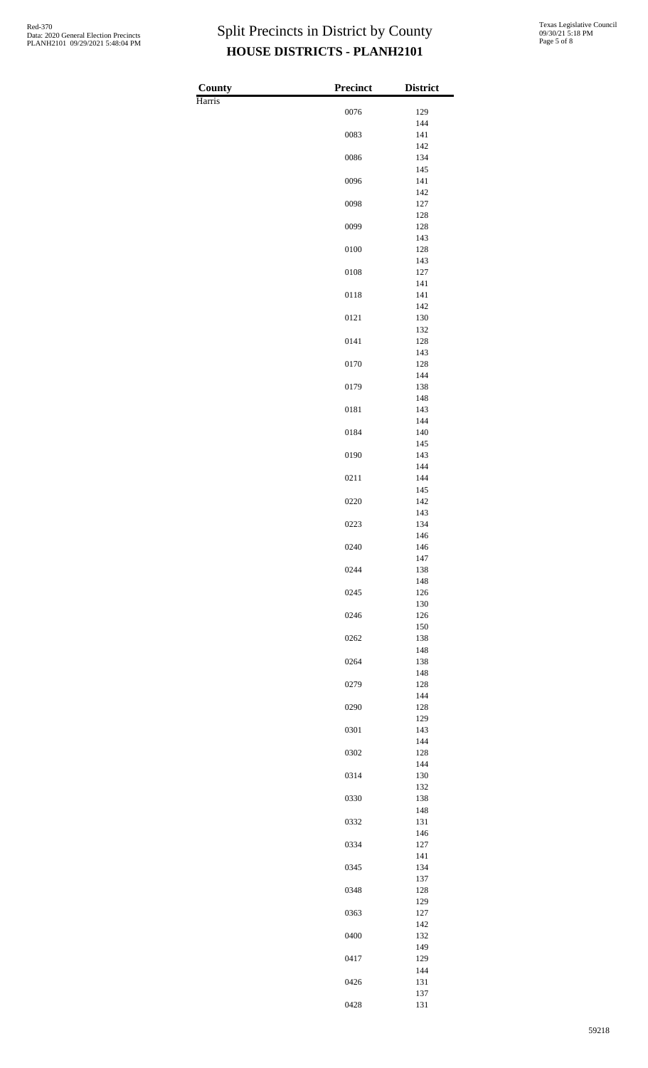# Split Precincts in District by County

## HOUSE DISTRICTS - PLANH2101

| County | Precinct | District |
|---|---|---|
| Harris | | |
| | 0076 | 129 |
| | | 144 |
| | 0083 | 141 |
| | | 142 |
| | 0086 | 134 |
| | | 145 |
| | 0096 | 141 |
| | | 142 |
| | 0098 | 127 |
| | | 128 |
| | 0099 | 128 |
| | | 143 |
| | 0100 | 128 |
| | | 143 |
| | 0108 | 127 |
| | | 141 |
| | 0118 | 141 |
| | | 142 |
| | 0121 | 130 |
| | | 132 |
| | 0141 | 128 |
| | | 143 |
| | 0170 | 128 |
| | | 144 |
| | 0179 | 138 |
| | | 148 |
| | 0181 | 143 |
| | | 144 |
| | 0184 | 140 |
| | | 145 |
| | 0190 | 143 |
| | | 144 |
| | 0211 | 144 |
| | | 145 |
| | 0220 | 142 |
| | | 143 |
| | 0223 | 134 |
| | | 146 |
| | 0240 | 146 |
| | | 147 |
| | 0244 | 138 |
| | | 148 |
| | 0245 | 126 |
| | | 130 |
| | 0246 | 126 |
| | | 150 |
| | 0262 | 138 |
| | | 148 |
| | 0264 | 138 |
| | | 148 |
| | 0279 | 128 |
| | | 144 |
| | 0290 | 128 |
| | | 129 |
| | 0301 | 143 |
| | | 144 |
| | 0302 | 128 |
| | | 144 |
| | 0314 | 130 |
| | | 132 |
| | 0330 | 138 |
| | | 148 |
| | 0332 | 131 |
| | | 146 |
| | 0334 | 127 |
| | | 141 |
| | 0345 | 134 |
| | | 137 |
| | 0348 | 128 |
| | | 129 |
| | 0363 | 127 |
| | | 142 |
| | 0400 | 132 |
| | | 149 |
| | 0417 | 129 |
| | | 144 |
| | 0426 | 131 |
| | | 137 |
| | 0428 | 131 |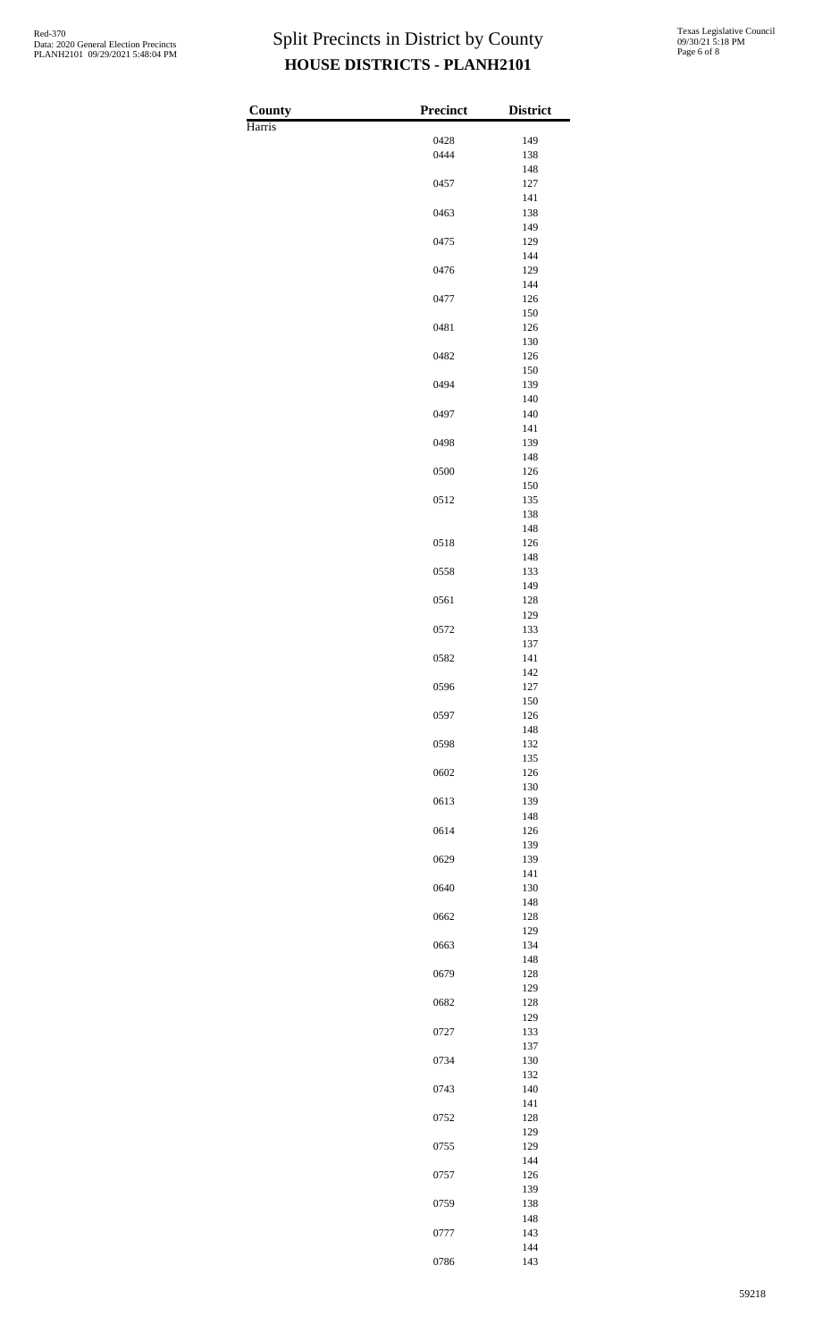# Split Precincts in District by County

## HOUSE DISTRICTS - PLANH2101

| County | Precinct | District |
|---|---|---|
| Harris | | |
| | 0428 | 149 |
| | 0444 | 138 |
| | | 148 |
| | 0457 | 127 |
| | | 141 |
| | 0463 | 138 |
| | | 149 |
| | 0475 | 129 |
| | | 144 |
| | 0476 | 129 |
| | | 144 |
| | 0477 | 126 |
| | | 150 |
| | 0481 | 126 |
| | | 130 |
| | 0482 | 126 |
| | | 150 |
| | 0494 | 139 |
| | | 140 |
| | 0497 | 140 |
| | | 141 |
| | 0498 | 139 |
| | | 148 |
| | 0500 | 126 |
| | | 150 |
| | 0512 | 135 |
| | | 138 |
| | | 148 |
| | 0518 | 126 |
| | | 148 |
| | 0558 | 133 |
| | | 149 |
| | 0561 | 128 |
| | | 129 |
| | 0572 | 133 |
| | | 137 |
| | 0582 | 141 |
| | | 142 |
| | 0596 | 127 |
| | | 150 |
| | 0597 | 126 |
| | | 148 |
| | 0598 | 132 |
| | | 135 |
| | 0602 | 126 |
| | | 130 |
| | 0613 | 139 |
| | | 148 |
| | 0614 | 126 |
| | | 139 |
| | 0629 | 139 |
| | | 141 |
| | 0640 | 130 |
| | | 148 |
| | 0662 | 128 |
| | | 129 |
| | 0663 | 134 |
| | | 148 |
| | 0679 | 128 |
| | | 129 |
| | 0682 | 128 |
| | | 129 |
| | 0727 | 133 |
| | | 137 |
| | 0734 | 130 |
| | | 132 |
| | 0743 | 140 |
| | | 141 |
| | 0752 | 128 |
| | | 129 |
| | 0755 | 129 |
| | | 144 |
| | 0757 | 126 |
| | | 139 |
| | 0759 | 138 |
| | | 148 |
| | 0777 | 143 |
| | | 144 |
| | 0786 | 143 |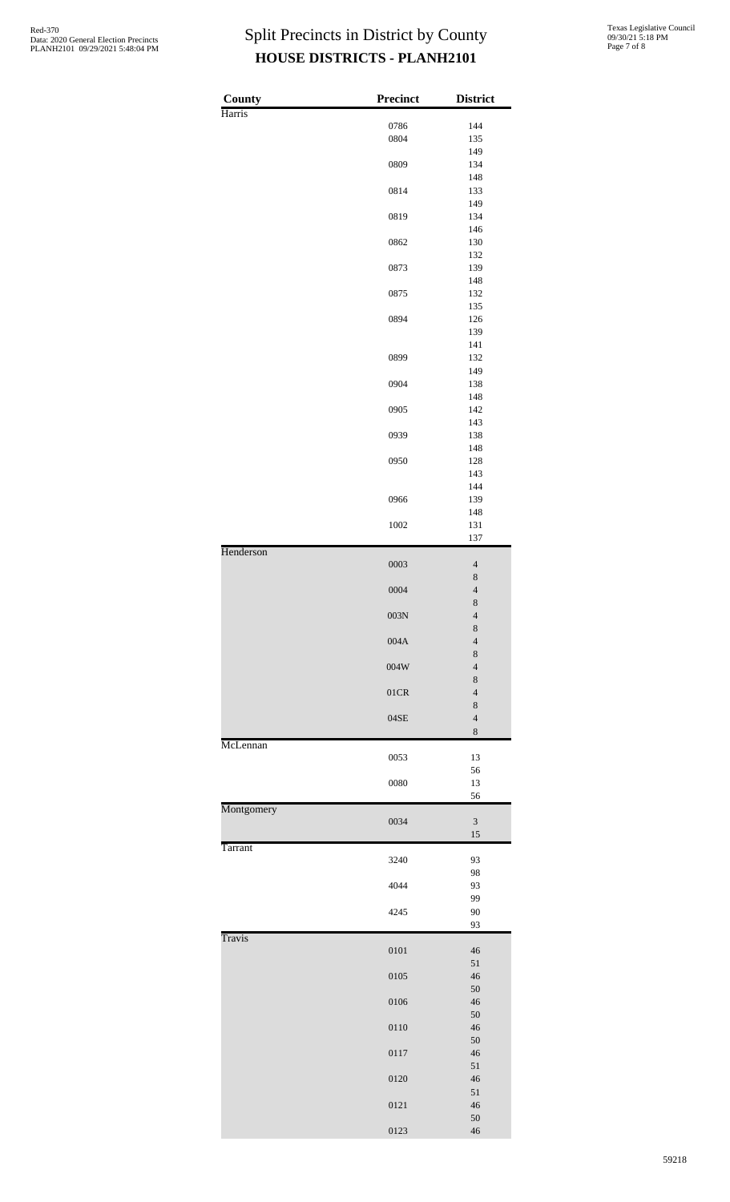# Split Precincts in District by County

## HOUSE DISTRICTS - PLANH2101

| County | Precinct | District |
|---|---|---|
| Harris | | |
| | 0786 | 144 |
| | 0804 | 135 |
| | | 149 |
| | 0809 | 134 |
| | | 148 |
| | 0814 | 133 |
| | | 149 |
| | 0819 | 134 |
| | | 146 |
| | 0862 | 130 |
| | | 132 |
| | 0873 | 139 |
| | | 148 |
| | 0875 | 132 |
| | | 135 |
| | 0894 | 126 |
| | | 139 |
| | | 141 |
| | 0899 | 132 |
| | | 149 |
| | 0904 | 138 |
| | | 148 |
| | 0905 | 142 |
| | | 143 |
| | 0939 | 138 |
| | | 148 |
| | 0950 | 128 |
| | | 143 |
| | | 144 |
| | 0966 | 139 |
| | | 148 |
| | 1002 | 131 |
| | | 137 |
| Henderson | | |
| | 0003 | 4 |
| | | 8 |
| | 0004 | 4 |
| | | 8 |
| | 003N | 4 |
| | | 8 |
| | 004A | 4 |
| | | 8 |
| | 004W | 4 |
| | | 8 |
| | 01CR | 4 |
| | | 8 |
| | 04SE | 4 |
| | | 8 |
| McLennan | | |
| | 0053 | 13 |
| | | 56 |
| | 0080 | 13 |
| | | 56 |
| Montgomery | | |
| | 0034 | 3 |
| | | 15 |
| Tarrant | | |
| | 3240 | 93 |
| | | 98 |
| | 4044 | 93 |
| | | 99 |
| | 4245 | 90 |
| | | 93 |
| Travis | | |
| | 0101 | 46 |
| | | 51 |
| | 0105 | 46 |
| | | 50 |
| | 0106 | 46 |
| | | 50 |
| | 0110 | 46 |
| | | 50 |
| | 0117 | 46 |
| | | 51 |
| | 0120 | 46 |
| | | 51 |
| | 0121 | 46 |
| | | 50 |
| | 0123 | 46 |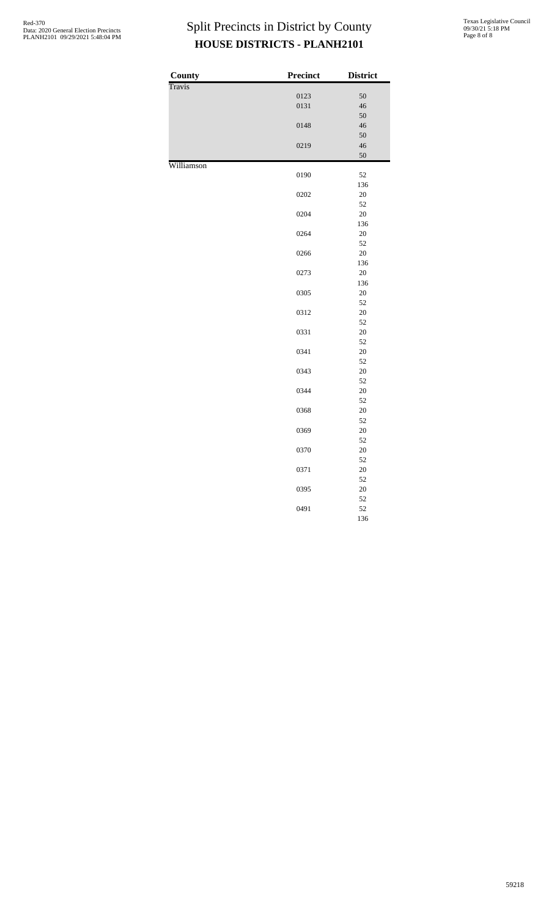# Split Precincts in District by County

## HOUSE DISTRICTS - PLANH2101

| County | Precinct | District |
|---|---|---|
| Travis | | |
| | 0123 | 50 |
| | 0131 | 46 |
| | | 50 |
| | 0148 | 46 |
| | | 50 |
| | 0219 | 46 |
| | | 50 |
| Williamson | | |
| | 0190 | 52 |
| | | 136 |
| | 0202 | 20 |
| | | 52 |
| | 0204 | 20 |
| | | 136 |
| | 0264 | 20 |
| | | 52 |
| | 0266 | 20 |
| | | 136 |
| | 0273 | 20 |
| | | 136 |
| | 0305 | 20 |
| | | 52 |
| | 0312 | 20 |
| | | 52 |
| | 0331 | 20 |
| | | 52 |
| | 0341 | 20 |
| | | 52 |
| | 0343 | 20 |
| | | 52 |
| | 0344 | 20 |
| | | 52 |
| | 0368 | 20 |
| | | 52 |
| | 0369 | 20 |
| | | 52 |
| | 0370 | 20 |
| | | 52 |
| | 0371 | 20 |
| | | 52 |
| | 0395 | 20 |
| | | 52 |
| | 0491 | 52 |
| | | 136 |